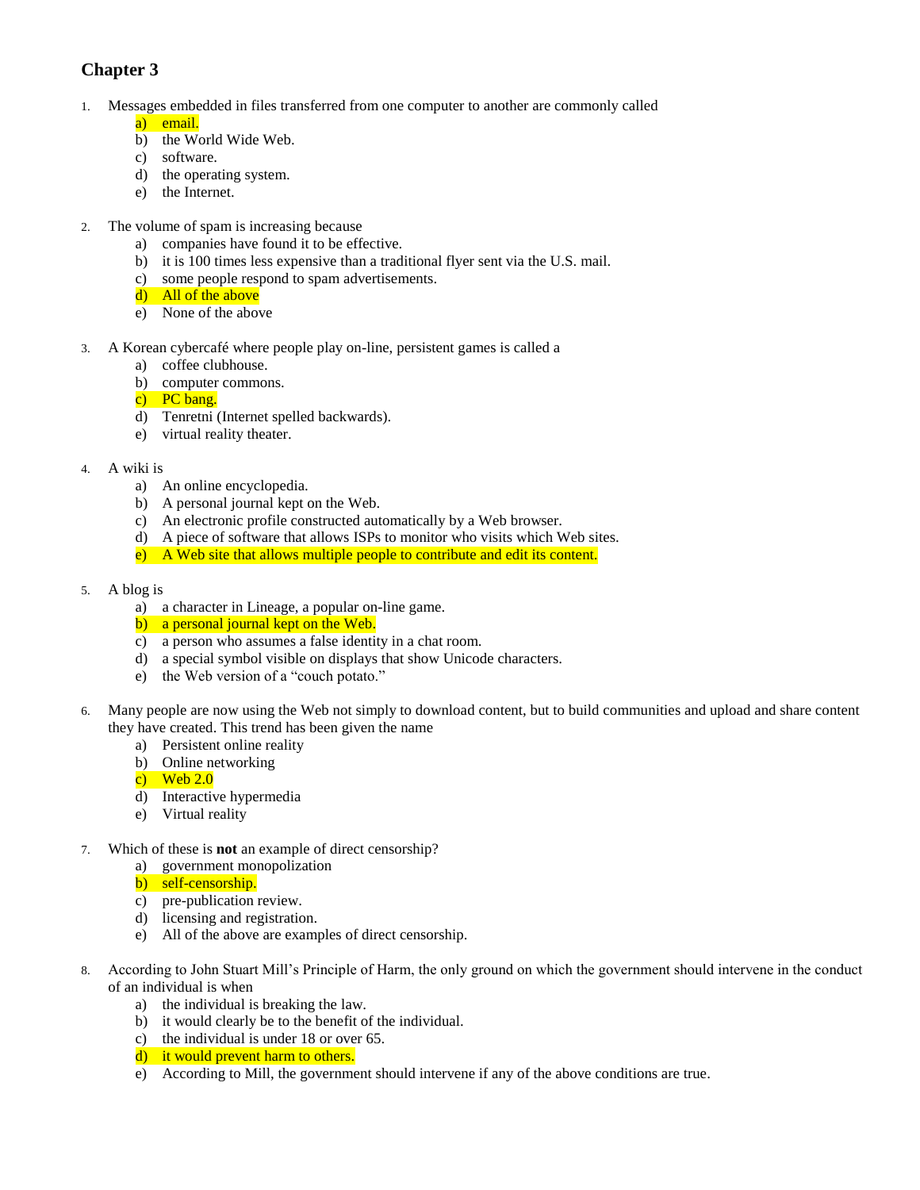# Chapter 3

1. Messages embedded in files transferred from one computer to another are commonly called
    a) email.
    b) the World Wide Web.
    c) software.
    d) the operating system.
    e) the Internet.

2. The volume of spam is increasing because
    a) companies have found it to be effective.
    b) it is 100 times less expensive than a traditional flyer sent via the U.S. mail.
    c) some people respond to spam advertisements.
    d) All of the above
    e) None of the above

3. A Korean cybercafé where people play on-line, persistent games is called a
    a) coffee clubhouse.
    b) computer commons.
    c) PC bang.
    d) Tenretni (Internet spelled backwards).
    e) virtual reality theater.

4. A wiki is
    a) An online encyclopedia.
    b) A personal journal kept on the Web.
    c) An electronic profile constructed automatically by a Web browser.
    d) A piece of software that allows ISPs to monitor who visits which Web sites.
    e) A Web site that allows multiple people to contribute and edit its content.

5. A blog is
    a) a character in Lineage, a popular on-line game.
    b) a personal journal kept on the Web.
    c) a person who assumes a false identity in a chat room.
    d) a special symbol visible on displays that show Unicode characters.
    e) the Web version of a "couch potato."

6. Many people are now using the Web not simply to download content, but to build communities and upload and share content they have created. This trend has been given the name
    a) Persistent online reality
    b) Online networking
    c) Web 2.0
    d) Interactive hypermedia
    e) Virtual reality

7. Which of these is **not** an example of direct censorship?
    a) government monopolization
    b) self-censorship.
    c) pre-publication review.
    d) licensing and registration.
    e) All of the above are examples of direct censorship.

8. According to John Stuart Mill's Principle of Harm, the only ground on which the government should intervene in the conduct of an individual is when
    a) the individual is breaking the law.
    b) it would clearly be to the benefit of the individual.
    c) the individual is under 18 or over 65.
    d) it would prevent harm to others.
    e) According to Mill, the government should intervene if any of the above conditions are true.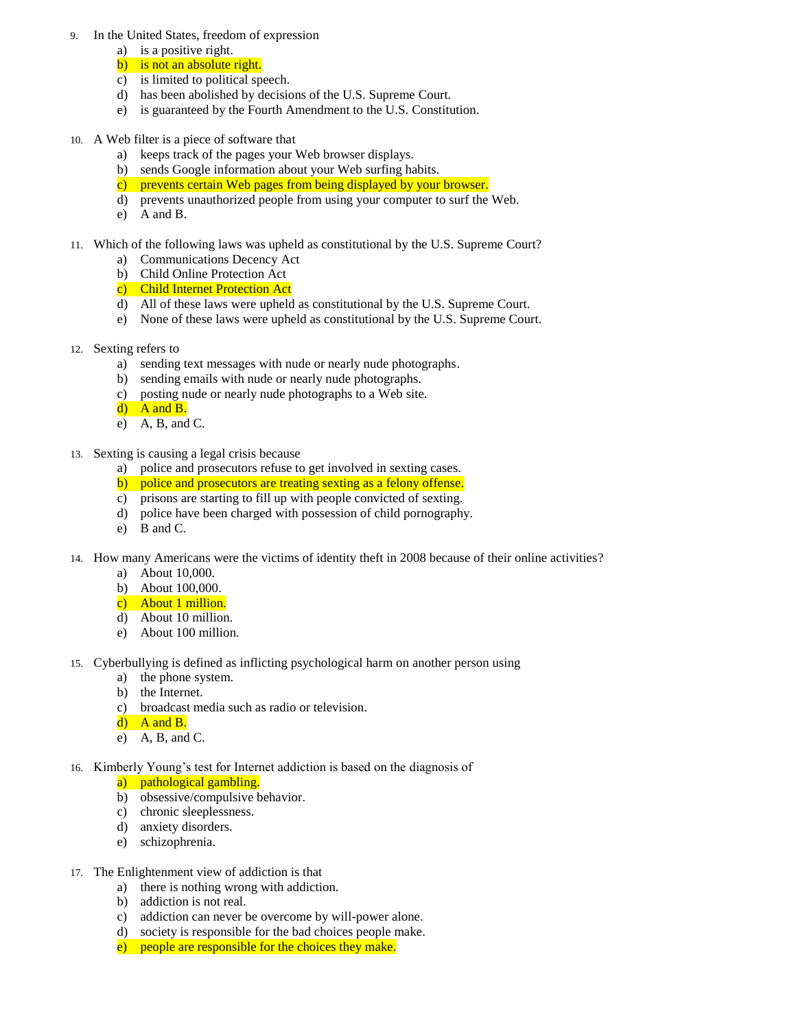9. In the United States, freedom of expression
    a) is a positive right.
    b) is not an absolute right.
    c) is limited to political speech.
    d) has been abolished by decisions of the U.S. Supreme Court.
    e) is guaranteed by the Fourth Amendment to the U.S. Constitution.

10. A Web filter is a piece of software that
    a) keeps track of the pages your Web browser displays.
    b) sends Google information about your Web surfing habits.
    c) prevents certain Web pages from being displayed by your browser.
    d) prevents unauthorized people from using your computer to surf the Web.
    e) A and B.

11. Which of the following laws was upheld as constitutional by the U.S. Supreme Court?
    a) Communications Decency Act
    b) Child Online Protection Act
    c) Child Internet Protection Act
    d) All of these laws were upheld as constitutional by the U.S. Supreme Court.
    e) None of these laws were upheld as constitutional by the U.S. Supreme Court.

12. Sexting refers to
    a) sending text messages with nude or nearly nude photographs.
    b) sending emails with nude or nearly nude photographs.
    c) posting nude or nearly nude photographs to a Web site.
    d) A and B.
    e) A, B, and C.

13. Sexting is causing a legal crisis because
    a) police and prosecutors refuse to get involved in sexting cases.
    b) police and prosecutors are treating sexting as a felony offense.
    c) prisons are starting to fill up with people convicted of sexting.
    d) police have been charged with possession of child pornography.
    e) B and C.

14. How many Americans were the victims of identity theft in 2008 because of their online activities?
    a) About 10,000.
    b) About 100,000.
    c) About 1 million.
    d) About 10 million.
    e) About 100 million.

15. Cyberbullying is defined as inflicting psychological harm on another person using
    a) the phone system.
    b) the Internet.
    c) broadcast media such as radio or television.
    d) A and B.
    e) A, B, and C.

16. Kimberly Young's test for Internet addiction is based on the diagnosis of
    a) pathological gambling.
    b) obsessive/compulsive behavior.
    c) chronic sleeplessness.
    d) anxiety disorders.
    e) schizophrenia.

17. The Enlightenment view of addiction is that
    a) there is nothing wrong with addiction.
    b) addiction is not real.
    c) addiction can never be overcome by will-power alone.
    d) society is responsible for the bad choices people make.
    e) people are responsible for the choices they make.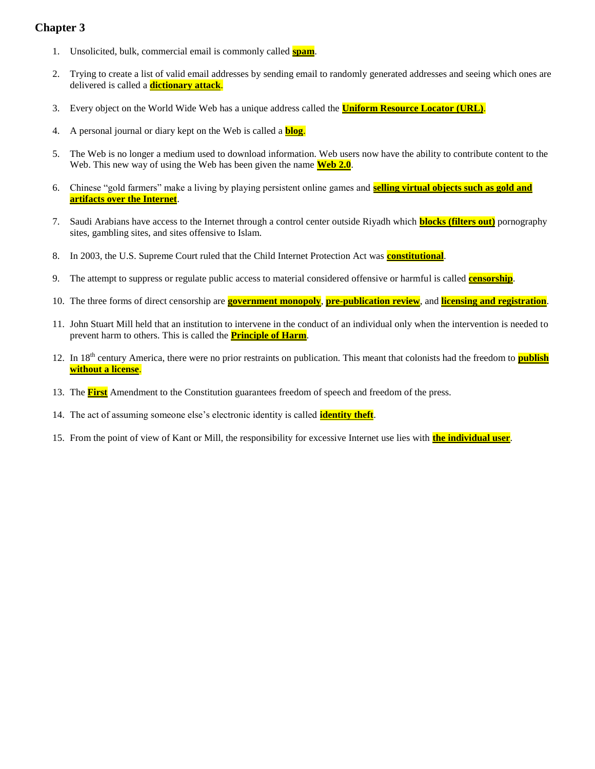## Chapter 3

1. Unsolicited, bulk, commercial email is commonly called **spam**.

2. Trying to create a list of valid email addresses by sending email to randomly generated addresses and seeing which ones are delivered is called a **dictionary attack**.

3. Every object on the World Wide Web has a unique address called the **Uniform Resource Locator (URL)**.

4. A personal journal or diary kept on the Web is called a **blog**.

5. The Web is no longer a medium used to download information. Web users now have the ability to contribute content to the Web. This new way of using the Web has been given the name **Web 2.0**.

6. Chinese "gold farmers" make a living by playing persistent online games and **selling virtual objects such as gold and artifacts over the Internet**.

7. Saudi Arabians have access to the Internet through a control center outside Riyadh which **blocks (filters out)** pornography sites, gambling sites, and sites offensive to Islam.

8. In 2003, the U.S. Supreme Court ruled that the Child Internet Protection Act was **constitutional**.

9. The attempt to suppress or regulate public access to material considered offensive or harmful is called **censorship**.

10. The three forms of direct censorship are **government monopoly**, **pre-publication review**, and **licensing and registration**.

11. John Stuart Mill held that an institution to intervene in the conduct of an individual only when the intervention is needed to prevent harm to others. This is called the **Principle of Harm**.

12. In 18th century America, there were no prior restraints on publication. This meant that colonists had the freedom to **publish without a license**.

13. The **First** Amendment to the Constitution guarantees freedom of speech and freedom of the press.

14. The act of assuming someone else's electronic identity is called **identity theft**.

15. From the point of view of Kant or Mill, the responsibility for excessive Internet use lies with **the individual user**.